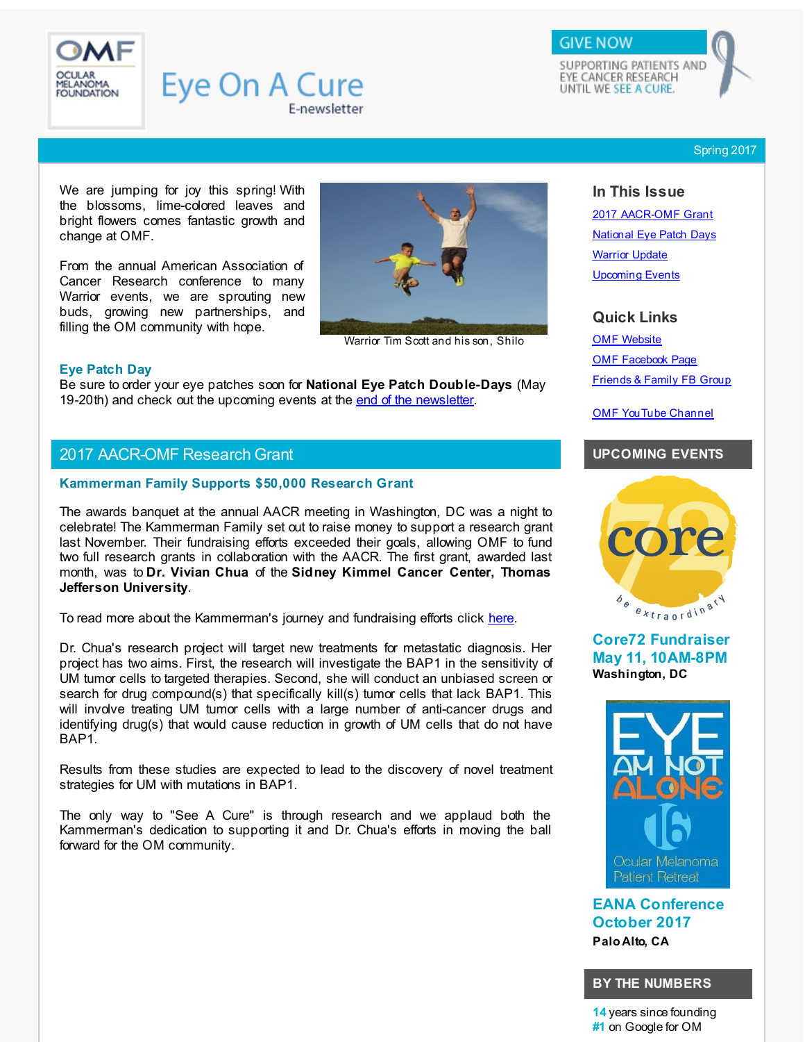OMF OCULAR MELANOMA FOUNDATION

# Eye On A Cure

E-newsletter

GIVE NOW

SUPPORTING PATIENTS AND EYE CANCER RESEARCH UNTIL WE SEE A CURE.

Spring 2017

We are jumping for joy this spring! With the blossoms, lime-colored leaves and bright flowers comes fantastic growth and change at OMF.

From the annual American Association of Cancer Research conference to many Warrior events, we are sprouting new buds, growing new partnerships, and filling the OM community with hope.

Warrior Tim Scott and his son, Shilo

### Eye Patch Day

Be sure to order your eye patches soon for **National Eye Patch Double-Days** (May 19-20th) and check out the upcoming events at the end of the newsletter.

## 2017 AACR-OMF Research Grant

### Kammerman Family Supports $50,000 Research Grant

The awards banquet at the annual AACR meeting in Washington, DC was a night to celebrate! The Kammerman Family set out to raise money to support a research grant last November. Their fundraising efforts exceeded their goals, allowing OMF to fund two full research grants in collaboration with the AACR. The first grant, awarded last month, was to **Dr. Vivian Chua** of the **Sidney Kimmel Cancer Center, Thomas Jefferson University**.

To read more about the Kammerman's journey and fundraising efforts click here.

Dr. Chua's research project will target new treatments for metastatic diagnosis. Her project has two aims. First, the research will investigate the BAP1 in the sensitivity of UM tumor cells to targeted therapies. Second, she will conduct an unbiased screen or search for drug compound(s) that specifically kill(s) tumor cells that lack BAP1. This will involve treating UM tumor cells with a large number of anti-cancer drugs and identifying drug(s) that would cause reduction in growth of UM cells that do not have BAP1.

Results from these studies are expected to lead to the discovery of novel treatment strategies for UM with mutations in BAP1.

The only way to "See A Cure" is through research and we applaud both the Kammerman's dedication to supporting it and Dr. Chua's efforts in moving the ball forward for the OM community.

### In This Issue

- 2017 AACR-OMF Grant
- National Eye Patch Days
- Warrior Update
- Upcoming Events

### Quick Links

- OMF Website
- OMF Facebook Page
- Friends & Family FB Group
- OMF YouTube Channel

### UPCOMING EVENTS

core 72 be extraordinary

**Core72 Fundraiser May 11, 10AM-8PM**
**Washington, DC**

EYE AM NOT ALONE 16 Ocular Melanoma Patient Retreat

**EANA Conference October 2017**
**Palo Alto, CA**

### BY THE NUMBERS

**14** years since founding
**#1** on Google for OM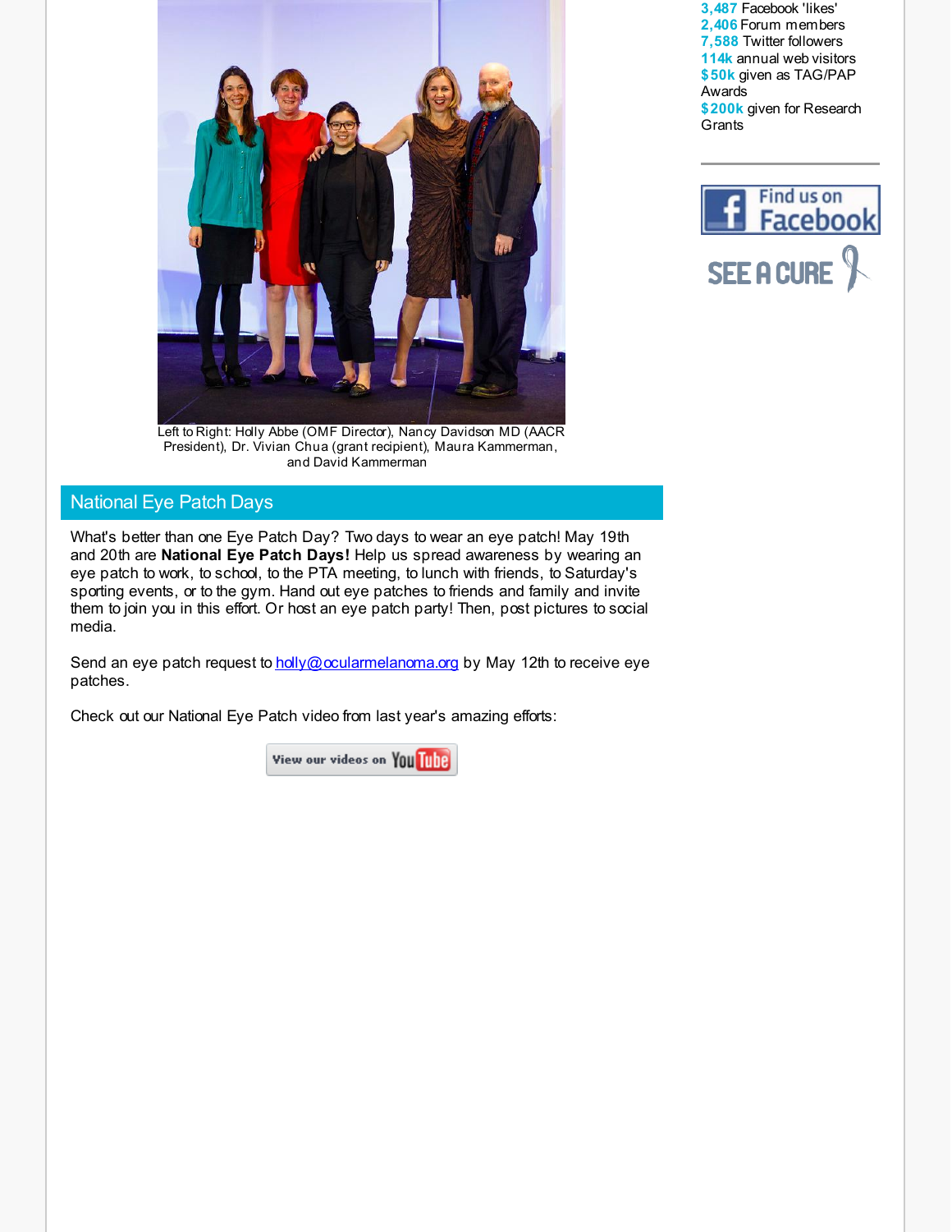Left to Right: Holly Abbe (OMF Director), Nancy Davidson MD (AACR President), Dr. Vivian Chua (grant recipient), Maura Kammerman, and David Kammerman

## National Eye Patch Days

What's better than one Eye Patch Day? Two days to wear an eye patch! May 19th and 20th are **National Eye Patch Days!** Help us spread awareness by wearing an eye patch to work, to school, to the PTA meeting, to lunch with friends, to Saturday's sporting events, or to the gym. Hand out eye patches to friends and family and invite them to join you in this effort. Or host an eye patch party! Then, post pictures to social media.

Send an eye patch request to holly@ocularmelanoma.org by May 12th to receive eye patches.

Check out our National Eye Patch video from last year's amazing efforts:

View our videos on YouTube

**3,487** Facebook 'likes'
**2,406** Forum members
**7,588** Twitter followers
**114k** annual web visitors
**$50k** given as TAG/PAP Awards
**$200k** given for Research Grants

Find us on Facebook

SEE A CURE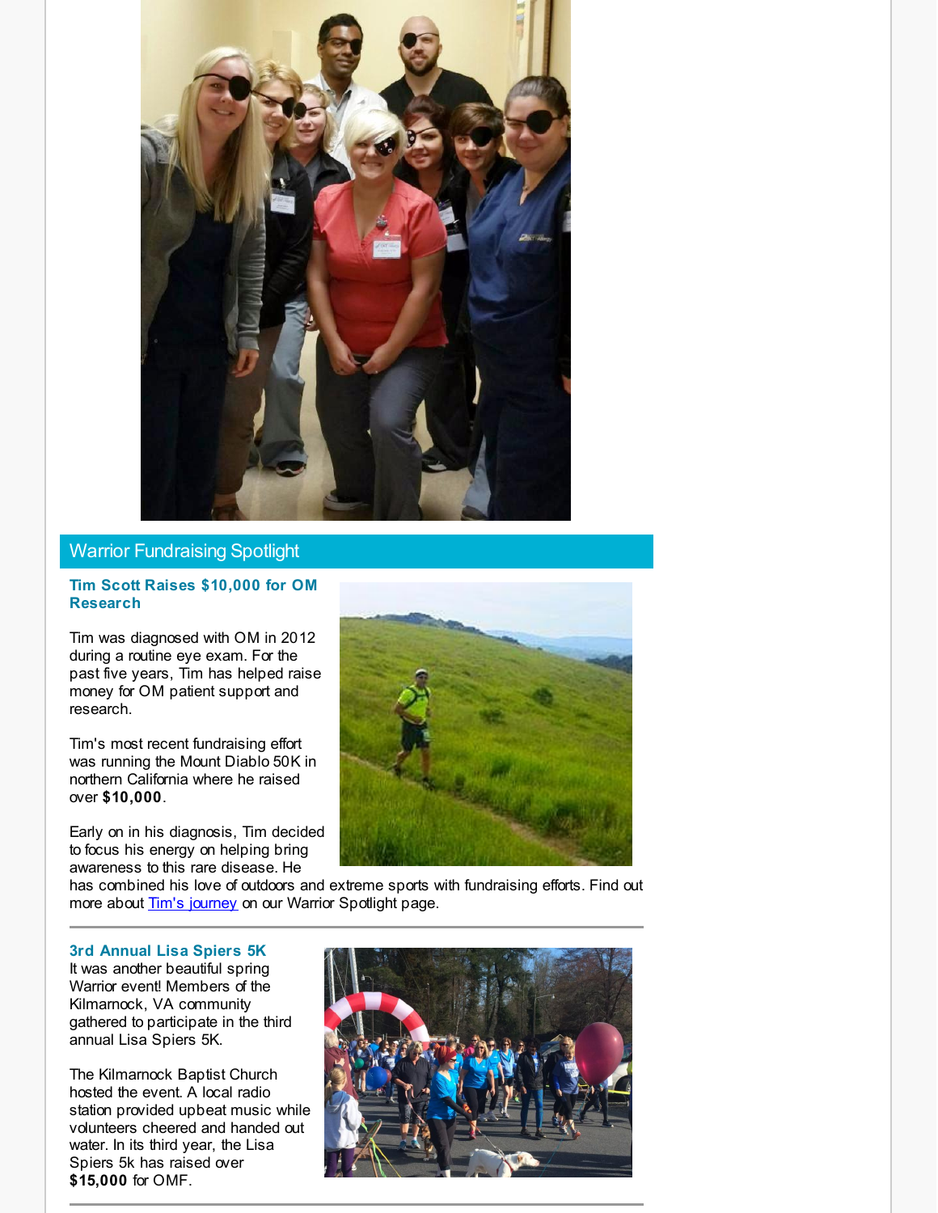## Warrior Fundraising Spotlight

### Tim Scott Raises $10,000 for OM Research

Tim was diagnosed with OM in 2012 during a routine eye exam. For the past five years, Tim has helped raise money for OM patient support and research.

Tim's most recent fundraising effort was running the Mount Diablo 50K in northern California where he raised over **$10,000**.

Early on in his diagnosis, Tim decided to focus his energy on helping bring awareness to this rare disease. He has combined his love of outdoors and extreme sports with fundraising efforts. Find out more about [Tim's journey]() on our Warrior Spotlight page.

---

### 3rd Annual Lisa Spiers 5K

It was another beautiful spring Warrior event! Members of the Kilmarnock, VA community gathered to participate in the third annual Lisa Spiers 5K.

The Kilmarnock Baptist Church hosted the event. A local radio station provided upbeat music while volunteers cheered and handed out water. In its third year, the Lisa Spiers 5k has raised over **$15,000** for OMF.

---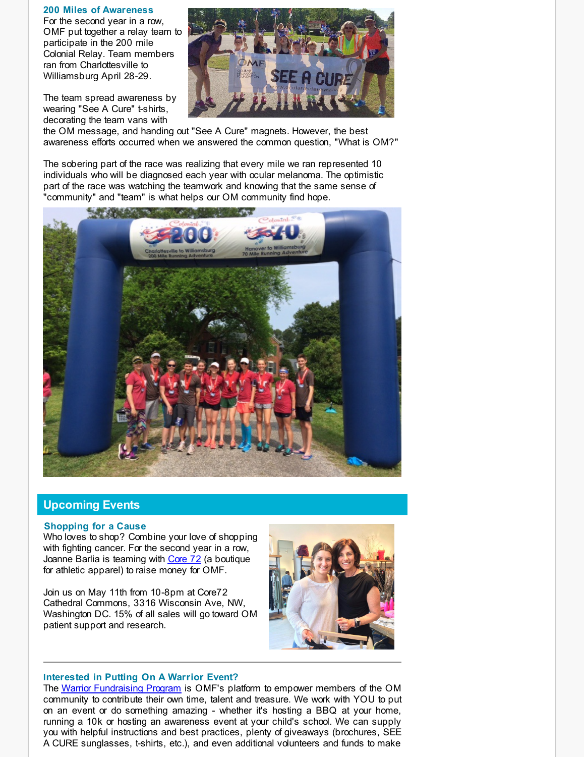### 200 Miles of Awareness

For the second year in a row, OMF put together a relay team to participate in the 200 mile Colonial Relay. Team members ran from Charlottesville to Williamsburg April 28-29.

The team spread awareness by wearing "See A Cure" t-shirts, decorating the team vans with the OM message, and handing out "See A Cure" magnets. However, the best awareness efforts occurred when we answered the common question, "What is OM?"

The sobering part of the race was realizing that every mile we ran represented 10 individuals who will be diagnosed each year with ocular melanoma. The optimistic part of the race was watching the teamwork and knowing that the same sense of "community" and "team" is what helps our OM community find hope.

## Upcoming Events

### Shopping for a Cause

Who loves to shop? Combine your love of shopping with fighting cancer. For the second year in a row, Joanne Barlia is teaming with Core 72 (a boutique for athletic apparel) to raise money for OMF.

Join us on May 11th from 10-8pm at Core72 Cathedral Commons, 3316 Wisconsin Ave, NW, Washington DC. 15% of all sales will go toward OM patient support and research.

---

### Interested in Putting On A Warrior Event?

The Warrior Fundraising Program is OMF's platform to empower members of the OM community to contribute their own time, talent and treasure. We work with YOU to put on an event or do something amazing - whether it's hosting a BBQ at your home, running a 10k or hosting an awareness event at your child's school. We can supply you with helpful instructions and best practices, plenty of giveaways (brochures, SEE A CURE sunglasses, t-shirts, etc.), and even additional volunteers and funds to make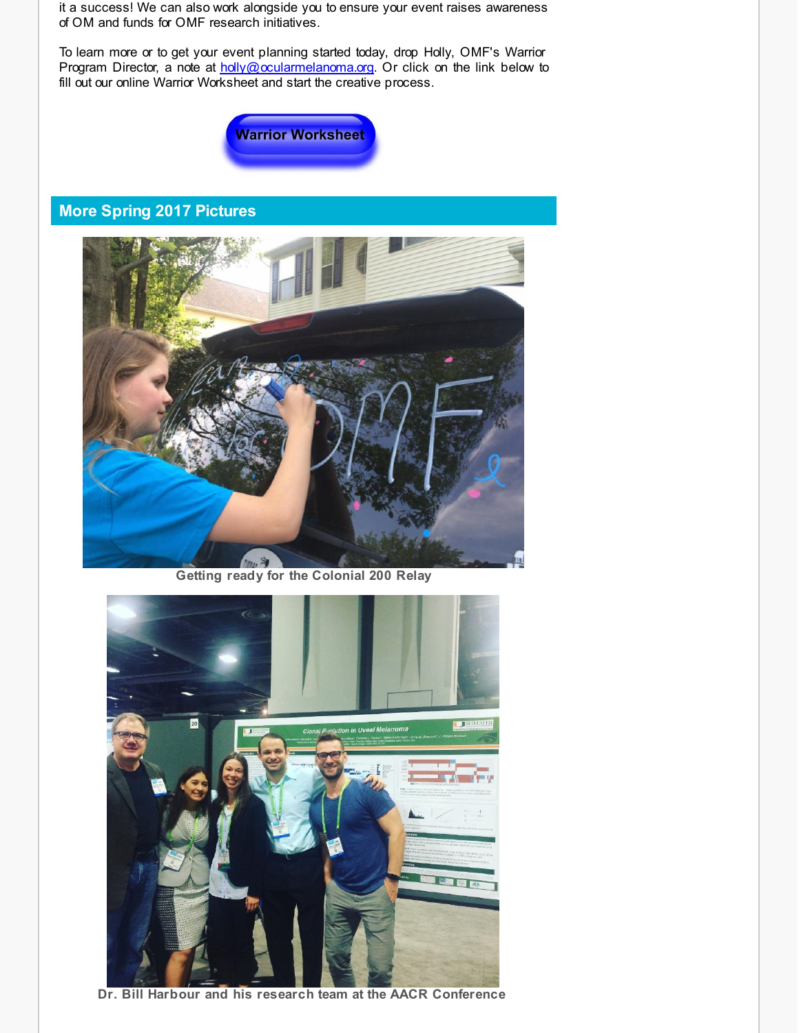it a success! We can also work alongside you to ensure your event raises awareness of OM and funds for OMF research initiatives.

To learn more or to get your event planning started today, drop Holly, OMF's Warrior Program Director, a note at holly@ocularmelanoma.org. Or click on the link below to fill out our online Warrior Worksheet and start the creative process.

Warrior Worksheet

## More Spring 2017 Pictures

**Getting ready for the Colonial 200 Relay**

**Dr. Bill Harbour and his research team at the AACR Conference**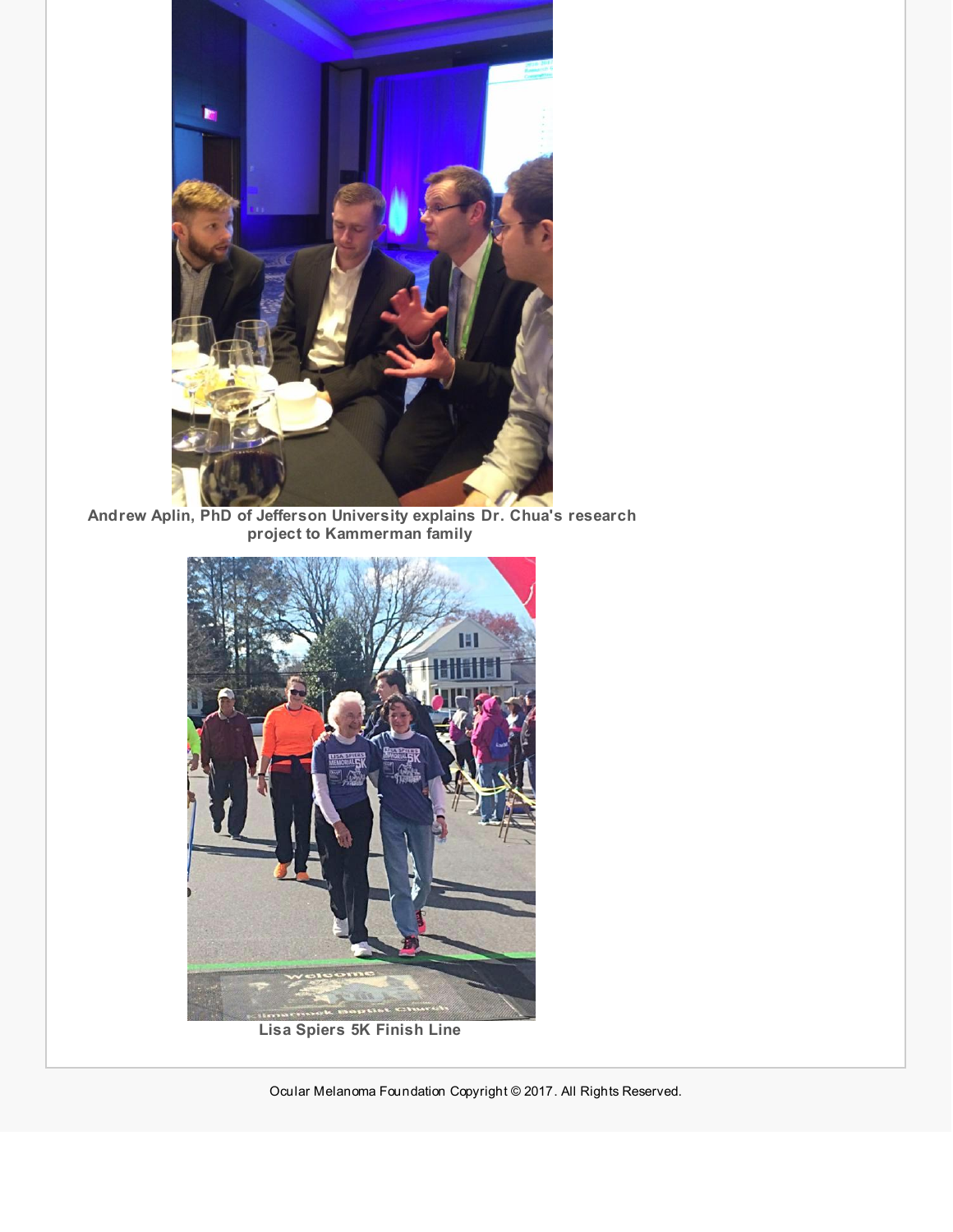Andrew Aplin, PhD of Jefferson University explains Dr. Chua's research project to Kammerman family

Lisa Spiers 5K Finish Line

Ocular Melanoma Foundation Copyright © 2017. All Rights Reserved.